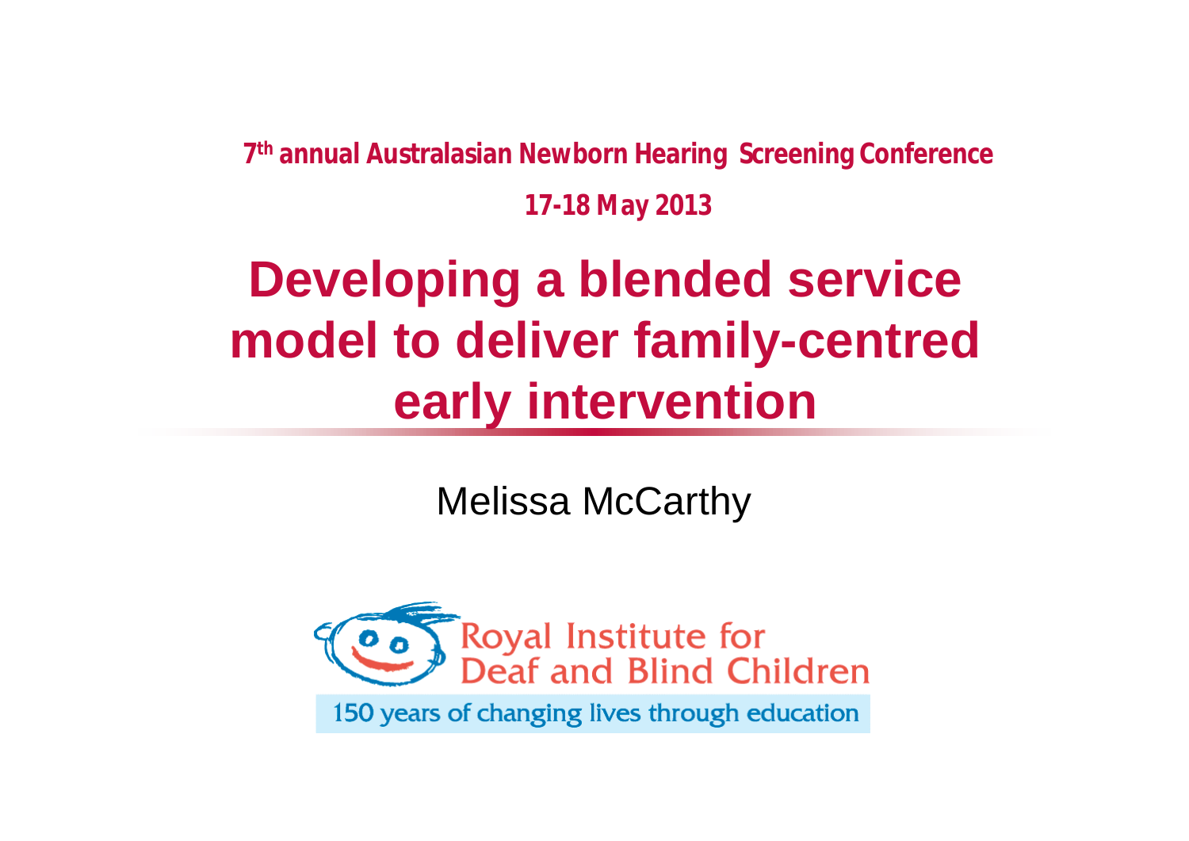7th annual Australasian Newborn Hearing Screening Conference

17-18 May 2013

# Developing a blended service model to deliver family-centred early intervention

Melissa McCarthy

Royal Institute for Deaf and Blind Children

150 years of changing lives through education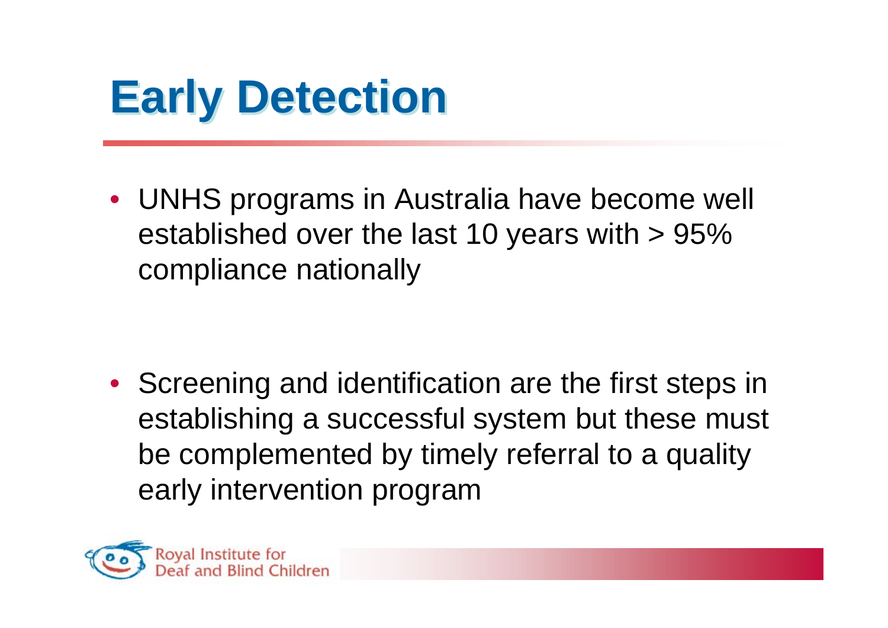# Early Detection

- UNHS programs in Australia have become well established over the last 10 years with > 95% compliance nationally

- Screening and identification are the first steps in establishing a successful system but these must be complemented by timely referral to a quality early intervention program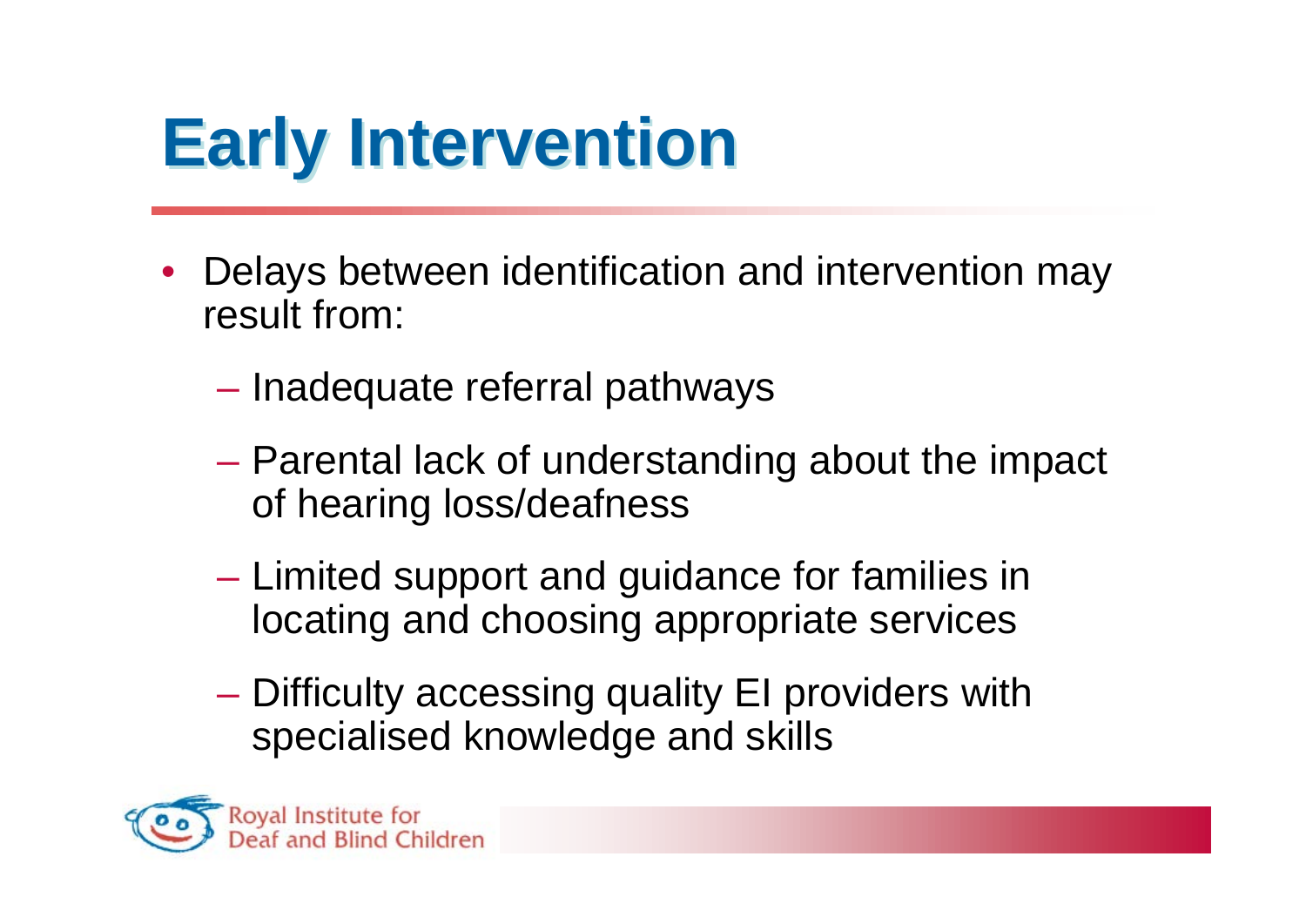# Early Intervention

- Delays between identification and intervention may result from:
  - Inadequate referral pathways
  - Parental lack of understanding about the impact of hearing loss/deafness
  - Limited support and guidance for families in locating and choosing appropriate services
  - Difficulty accessing quality EI providers with specialised knowledge and skills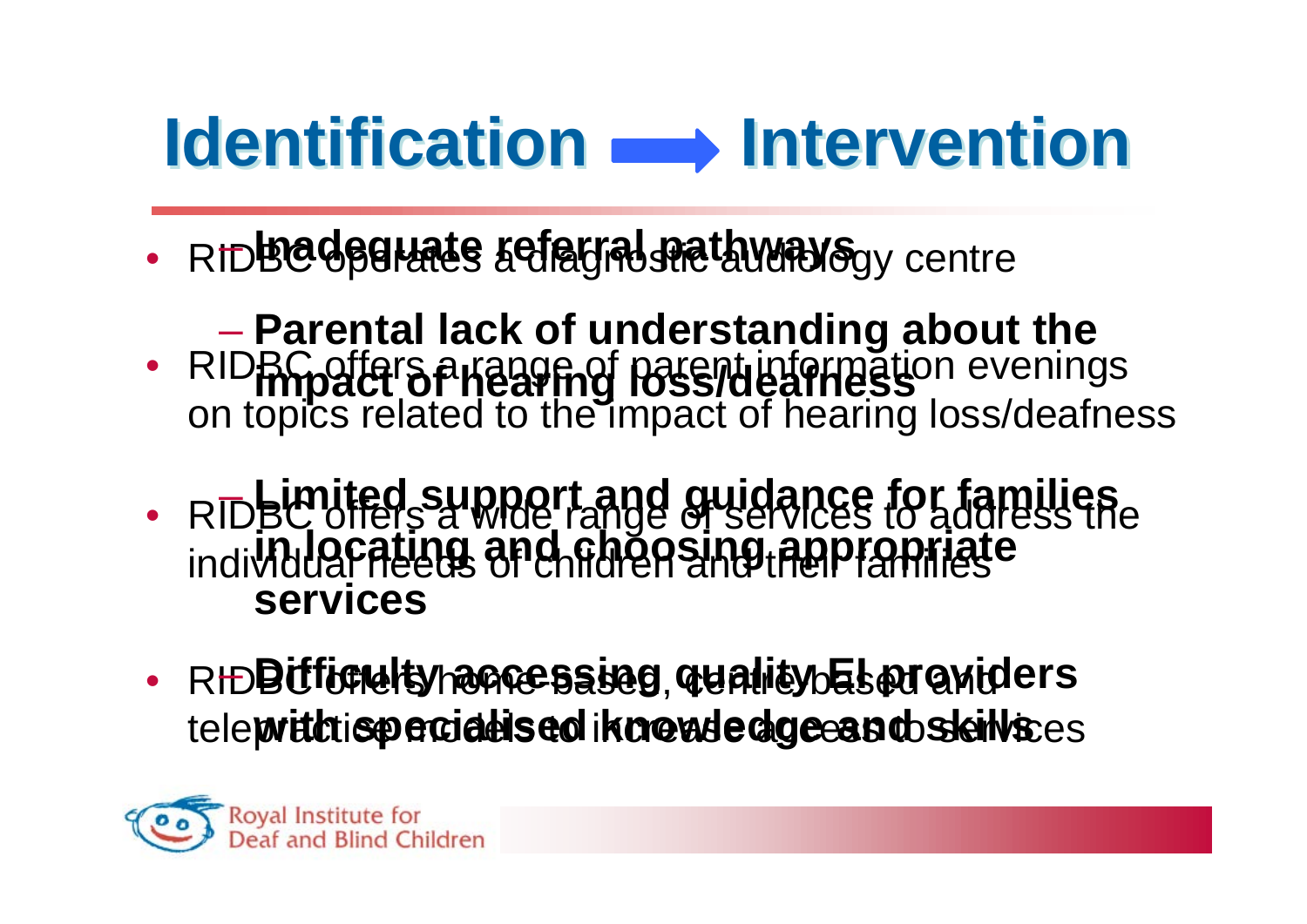# Identification → Intervention

- **Inadequate referral pathways**
- RIDBC operates a diagnostic audiology centre

- **Parental lack of understanding about the impact of hearing loss/deafness**
- RIDBC offers a range of parent information evenings on topics related to the impact of hearing loss/deafness

- **Limited support and guidance for families in locating and choosing appropriate services**
- RIDBC offers a wide range of services to address the individual needs of children and their families

- **Difficulty accessing quality EI providers with specialised knowledge and skills**
- RIDBC offers home-based, centre-based and telepractice models to increase access to services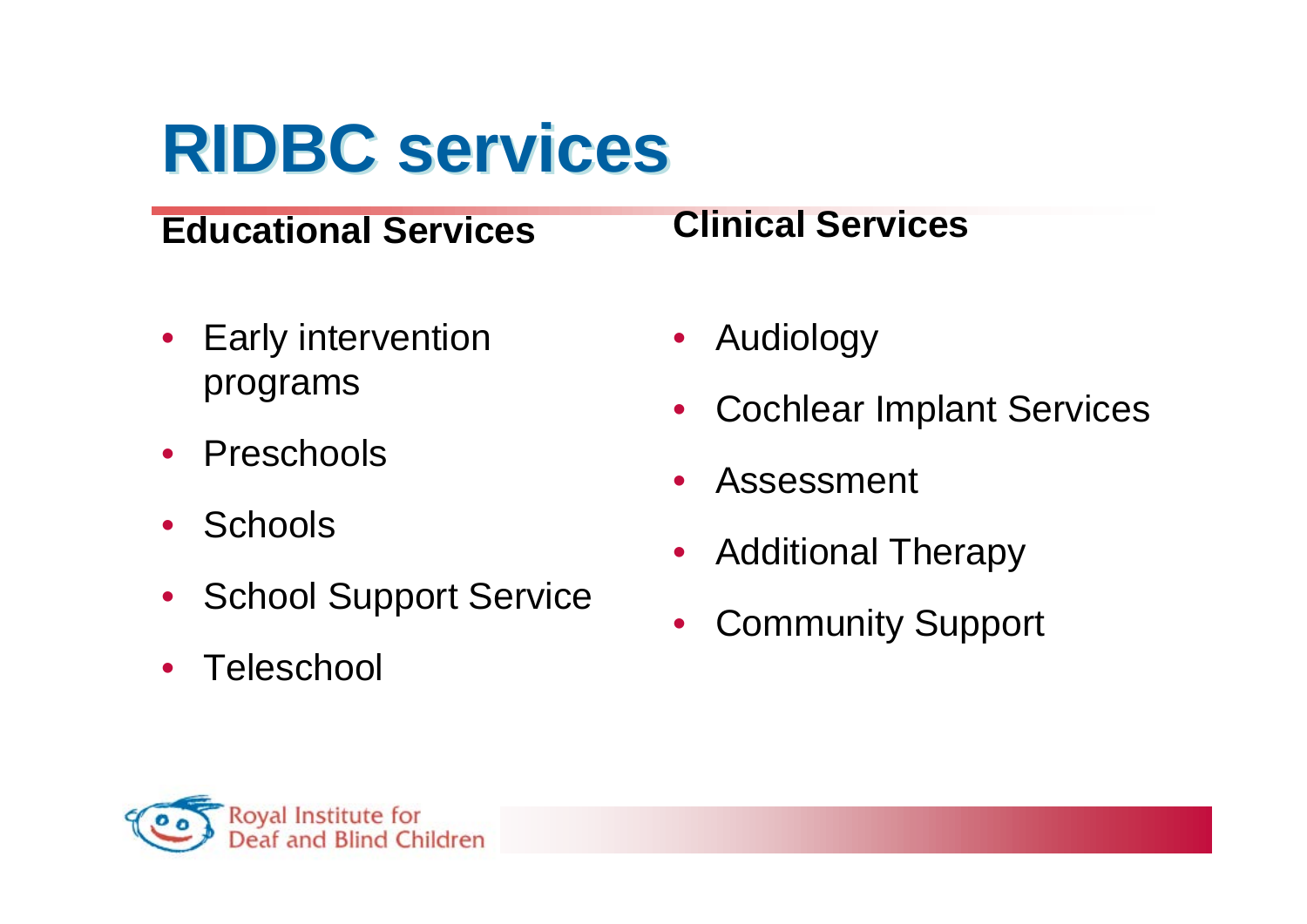# RIDBC services

## Educational Services

- Early intervention programs
- Preschools
- Schools
- School Support Service
- Teleschool

## Clinical Services

- Audiology
- Cochlear Implant Services
- Assessment
- Additional Therapy
- Community Support

Royal Institute for Deaf and Blind Children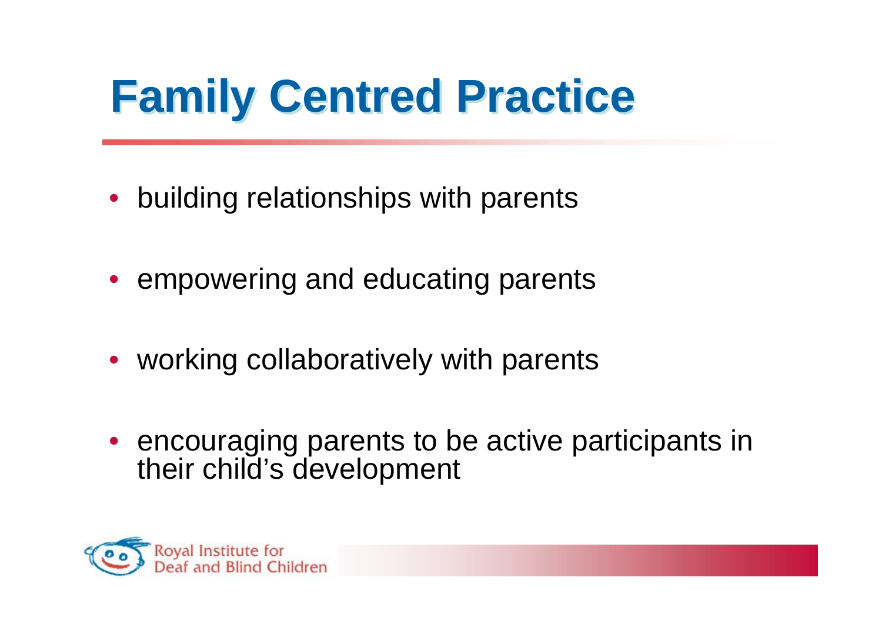# Family Centred Practice

- building relationships with parents
- empowering and educating parents
- working collaboratively with parents
- encouraging parents to be active participants in their child's development

Royal Institute for Deaf and Blind Children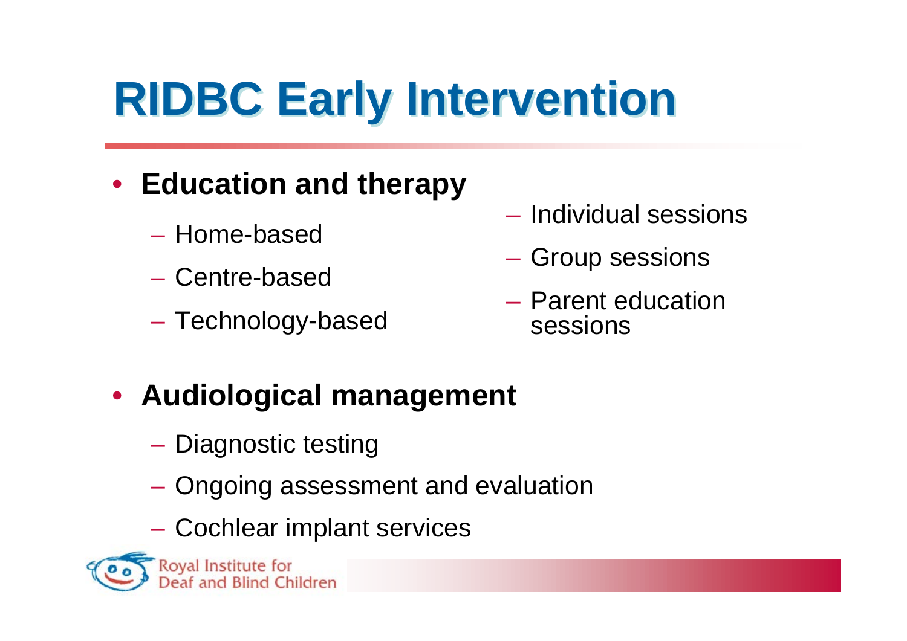# RIDBC Early Intervention

- **Education and therapy**
  - Home-based
  - Centre-based
  - Technology-based
  - Individual sessions
  - Group sessions
  - Parent education sessions
- **Audiological management**
  - Diagnostic testing
  - Ongoing assessment and evaluation
  - Cochlear implant services

Royal Institute for Deaf and Blind Children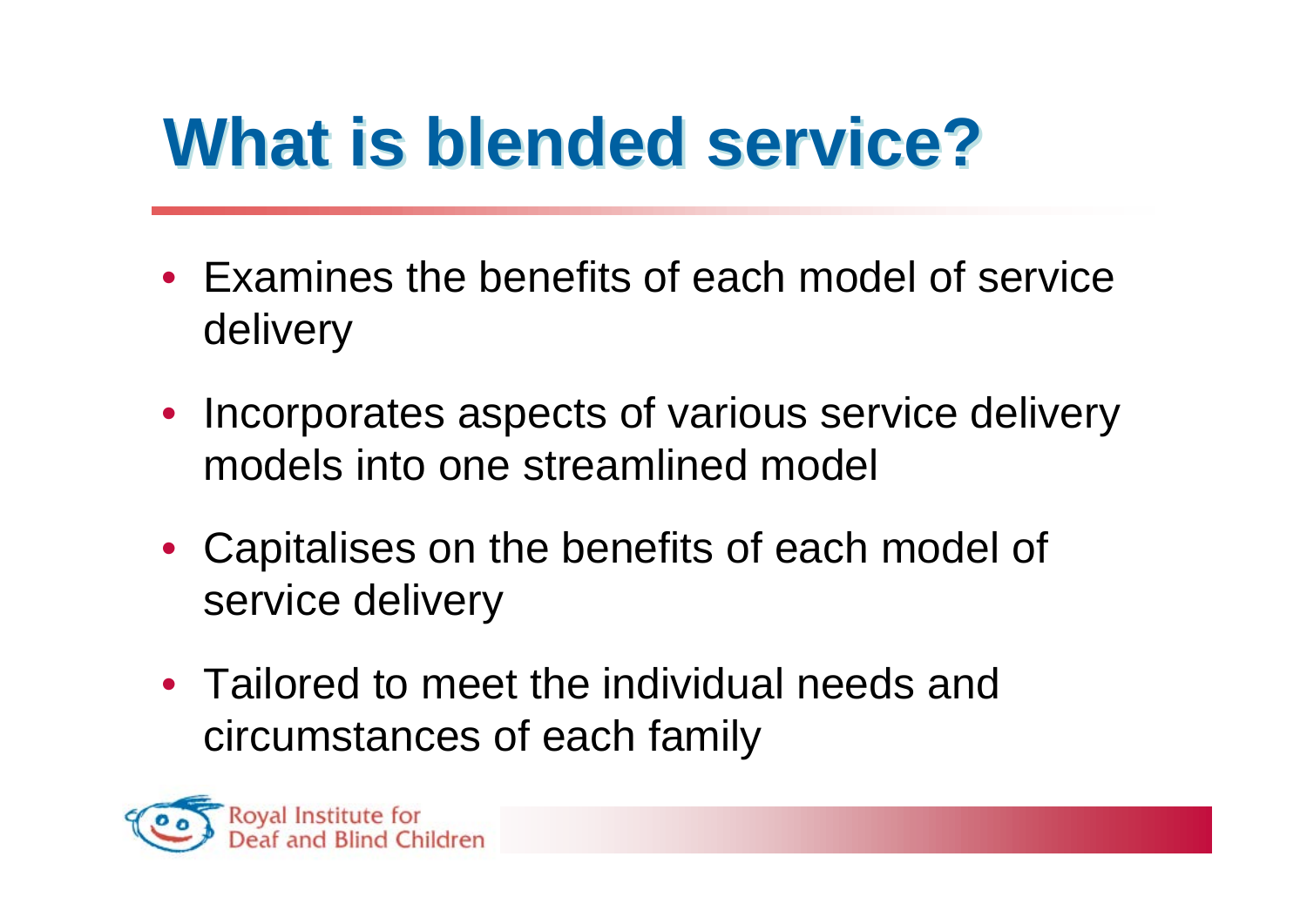# What is blended service?

- Examines the benefits of each model of service delivery
- Incorporates aspects of various service delivery models into one streamlined model
- Capitalises on the benefits of each model of service delivery
- Tailored to meet the individual needs and circumstances of each family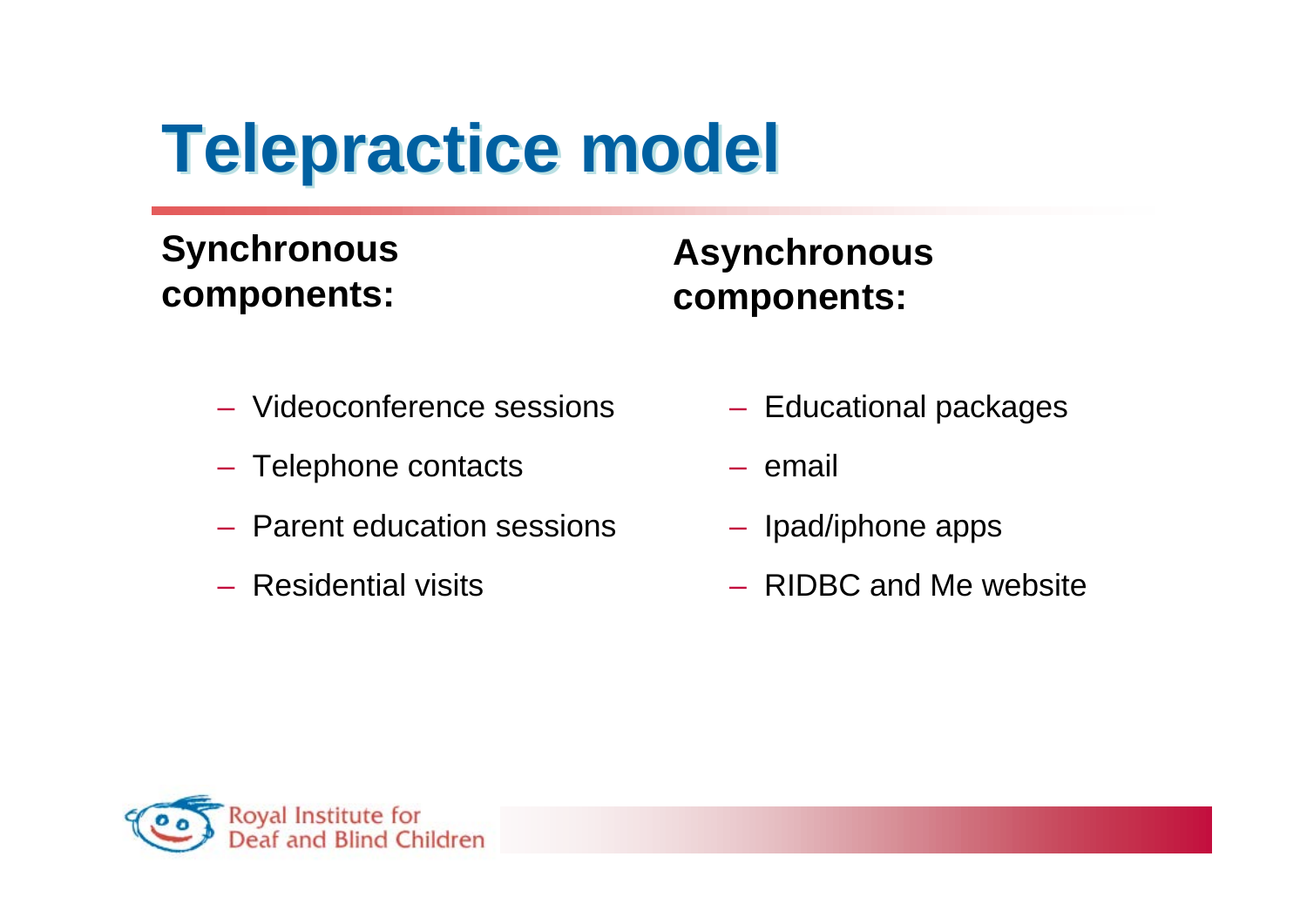# Telepractice model

**Synchronous components:**

- Videoconference sessions
- Telephone contacts
- Parent education sessions
- Residential visits

**Asynchronous components:**

- Educational packages
- email
- Ipad/iphone apps
- RIDBC and Me website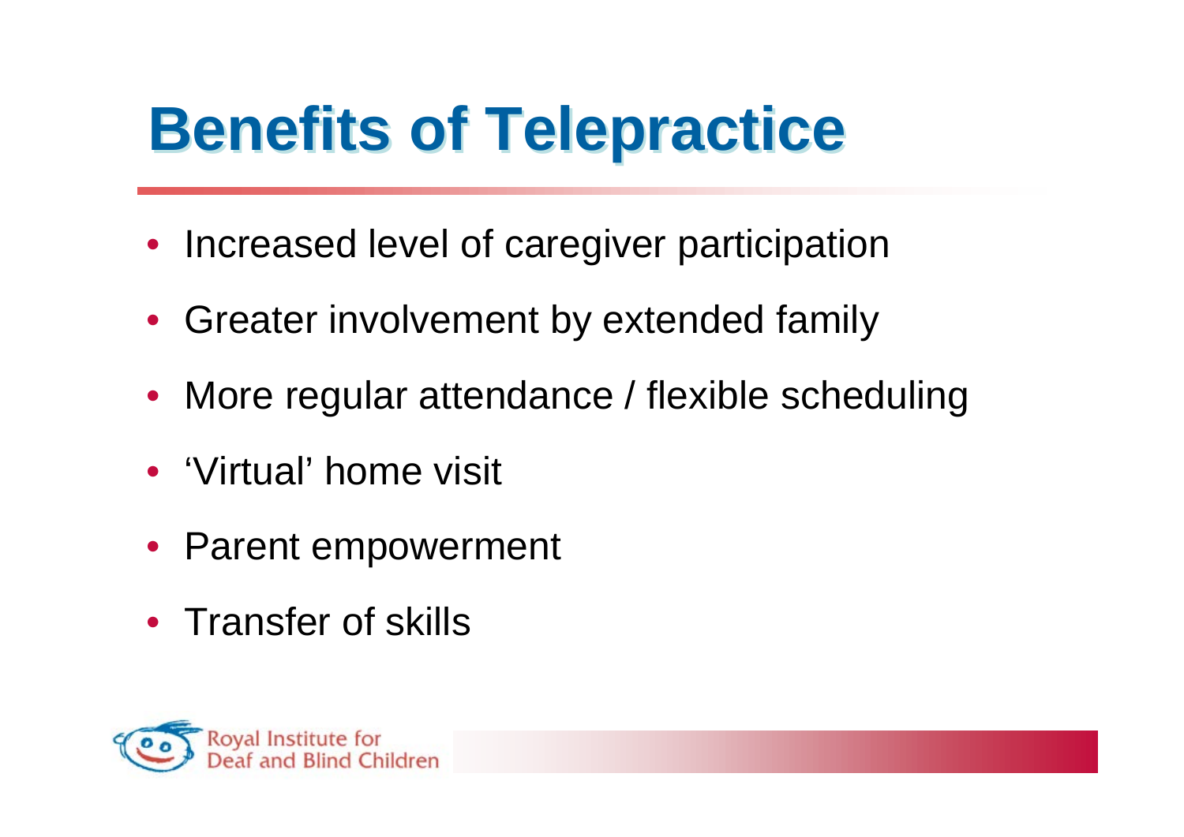# Benefits of Telepractice

- Increased level of caregiver participation
- Greater involvement by extended family
- More regular attendance / flexible scheduling
- 'Virtual' home visit
- Parent empowerment
- Transfer of skills

Royal Institute for Deaf and Blind Children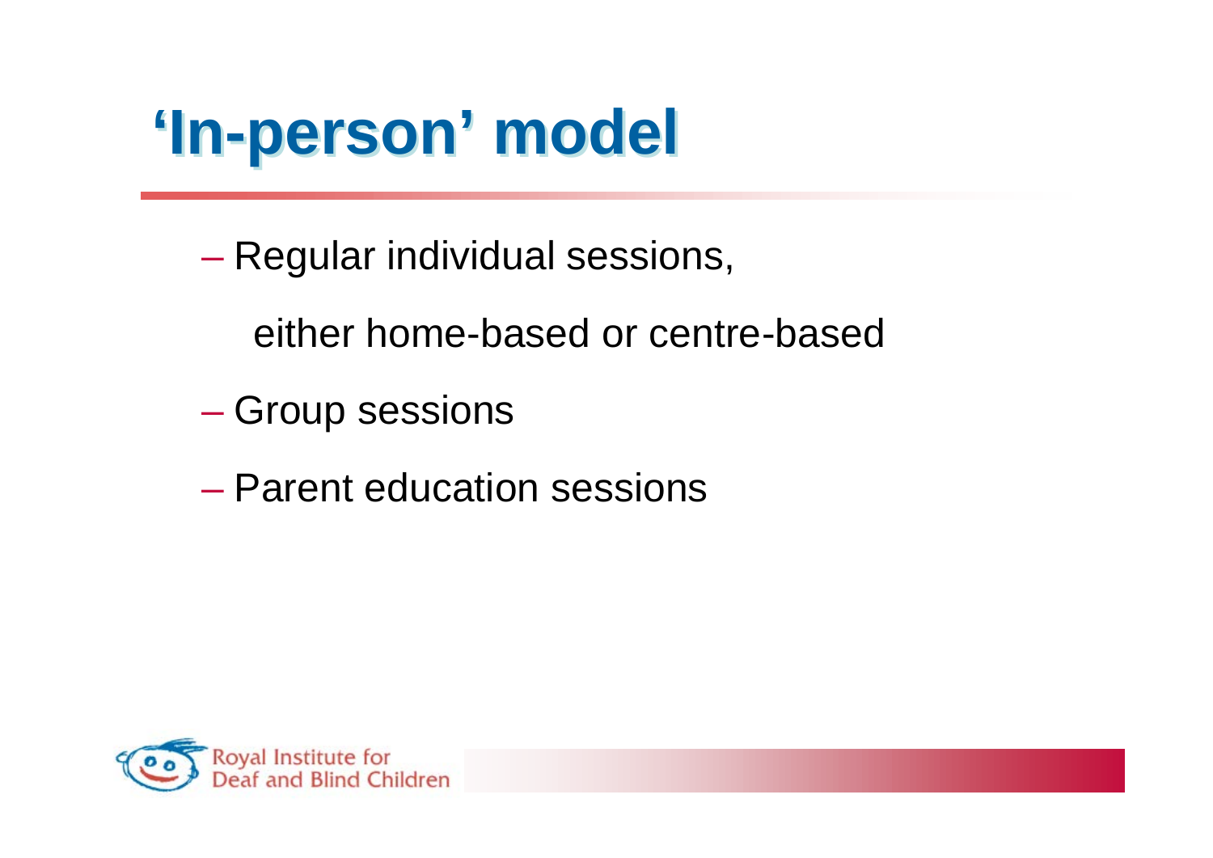# ‘In-person’ model

- Regular individual sessions,

  either home-based or centre-based

- Group sessions
- Parent education sessions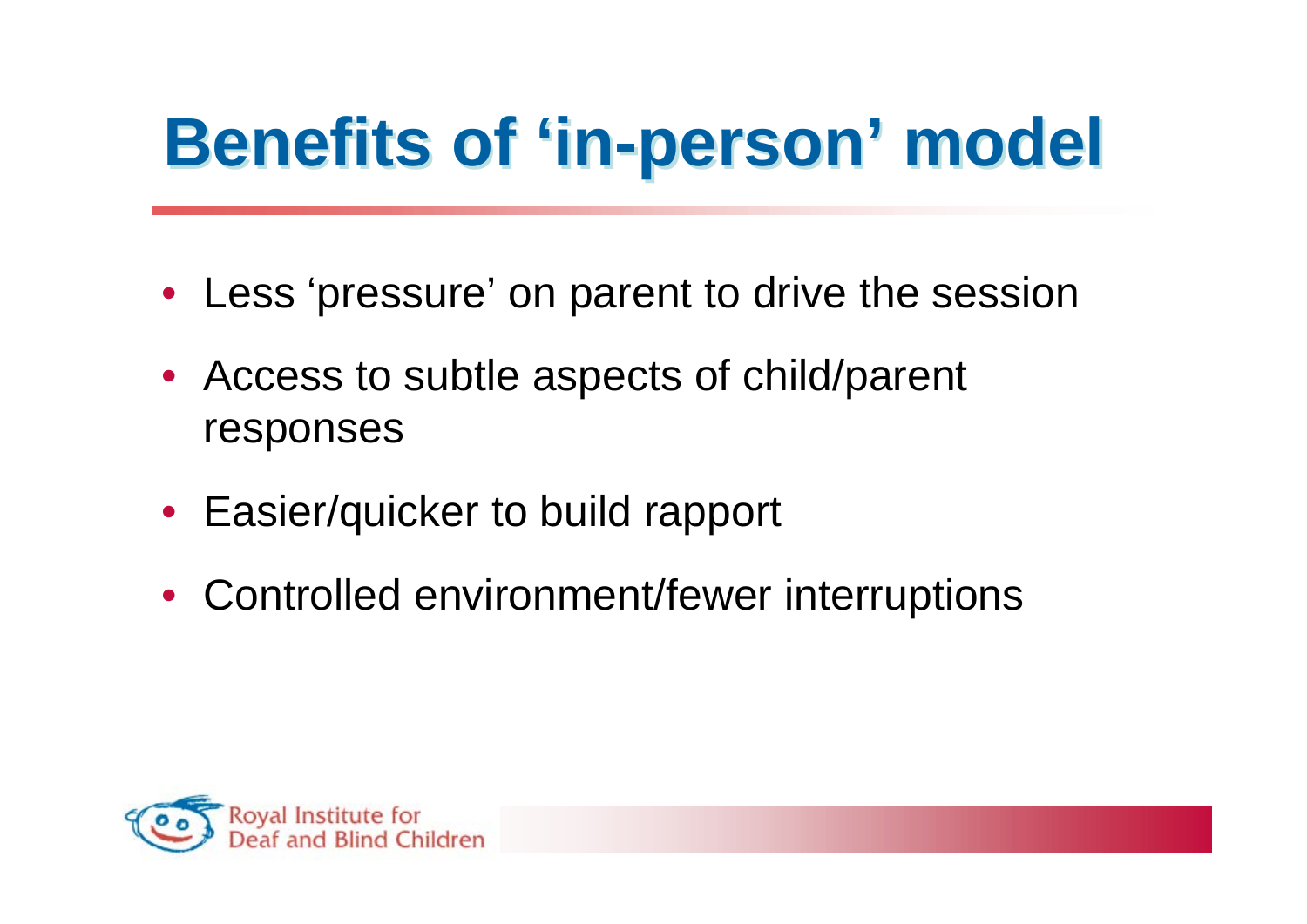# Benefits of 'in-person' model

- Less 'pressure' on parent to drive the session
- Access to subtle aspects of child/parent responses
- Easier/quicker to build rapport
- Controlled environment/fewer interruptions

Royal Institute for Deaf and Blind Children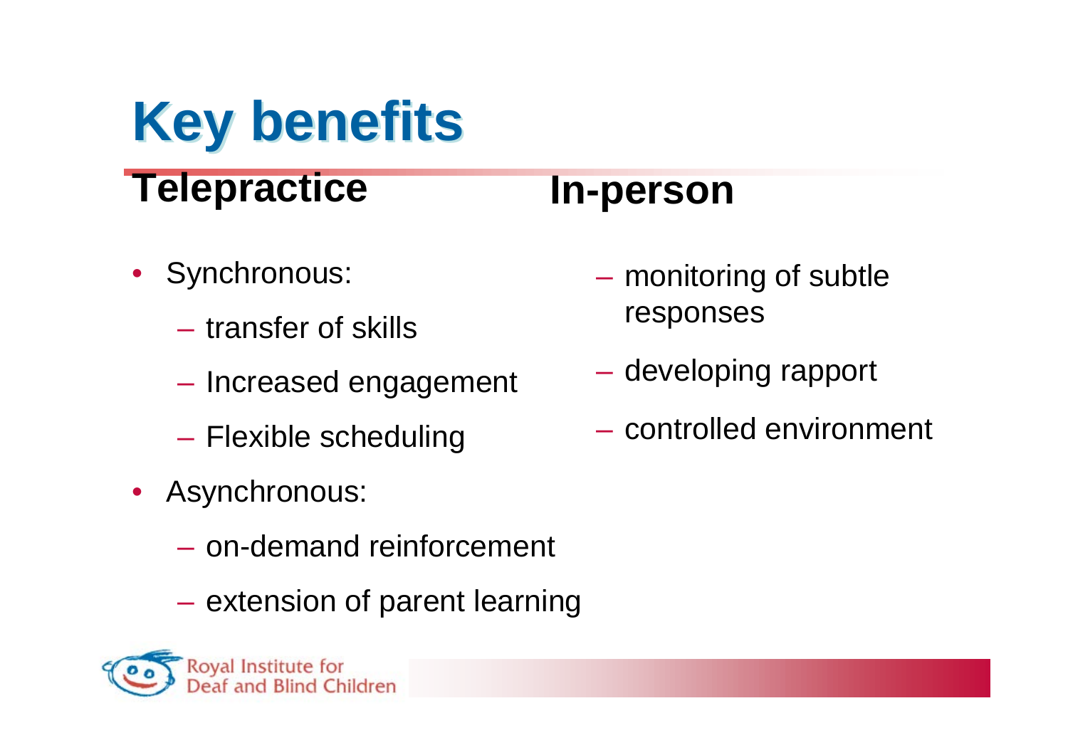# Key benefits

## Telepractice

- Synchronous:
  - transfer of skills
  - Increased engagement
  - Flexible scheduling
- Asynchronous:
  - on-demand reinforcement
  - extension of parent learning

## In-person

- monitoring of subtle responses
- developing rapport
- controlled environment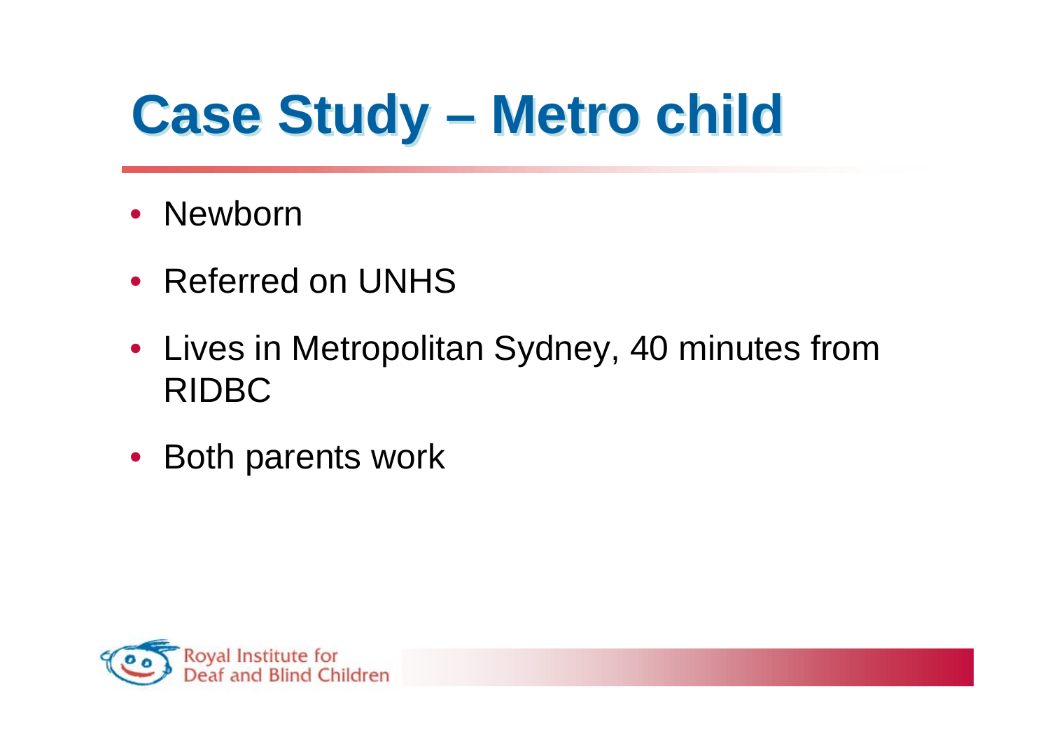# Case Study – Metro child

- Newborn
- Referred on UNHS
- Lives in Metropolitan Sydney, 40 minutes from RIDBC
- Both parents work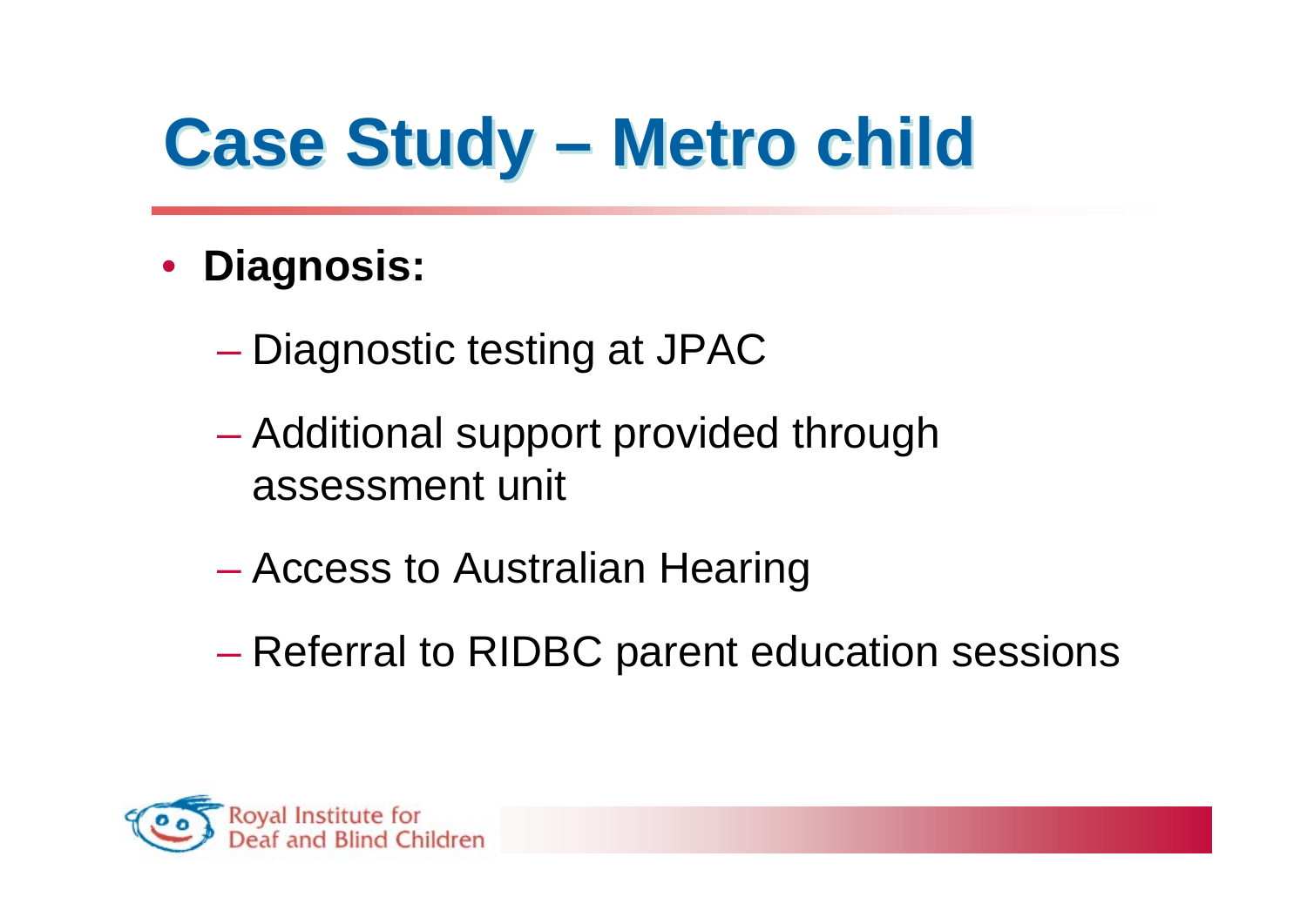# Case Study – Metro child

- **Diagnosis:**
  - Diagnostic testing at JPAC
  - Additional support provided through assessment unit
  - Access to Australian Hearing
  - Referral to RIDBC parent education sessions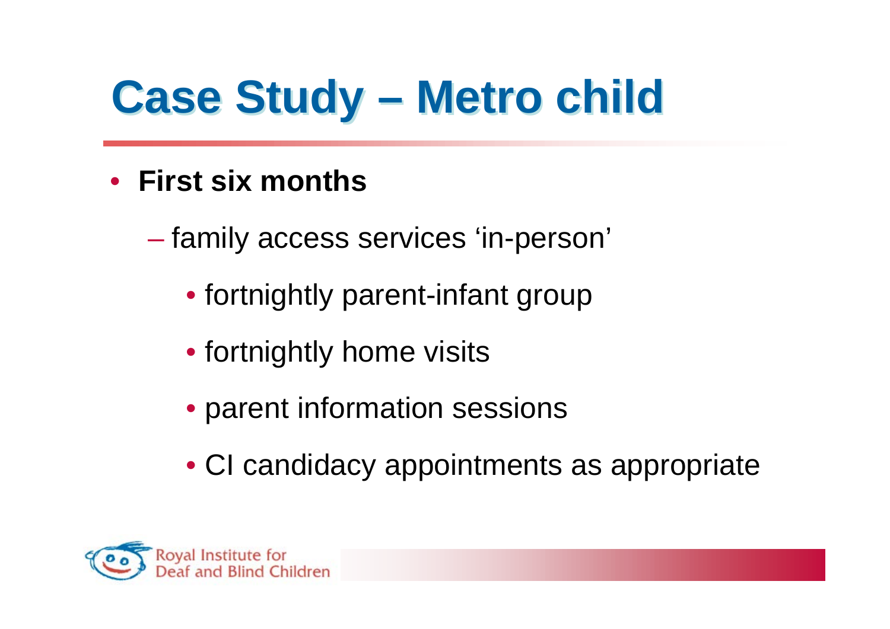# Case Study – Metro child

- **First six months**
  - family access services 'in-person'
    - fortnightly parent-infant group
    - fortnightly home visits
    - parent information sessions
    - CI candidacy appointments as appropriate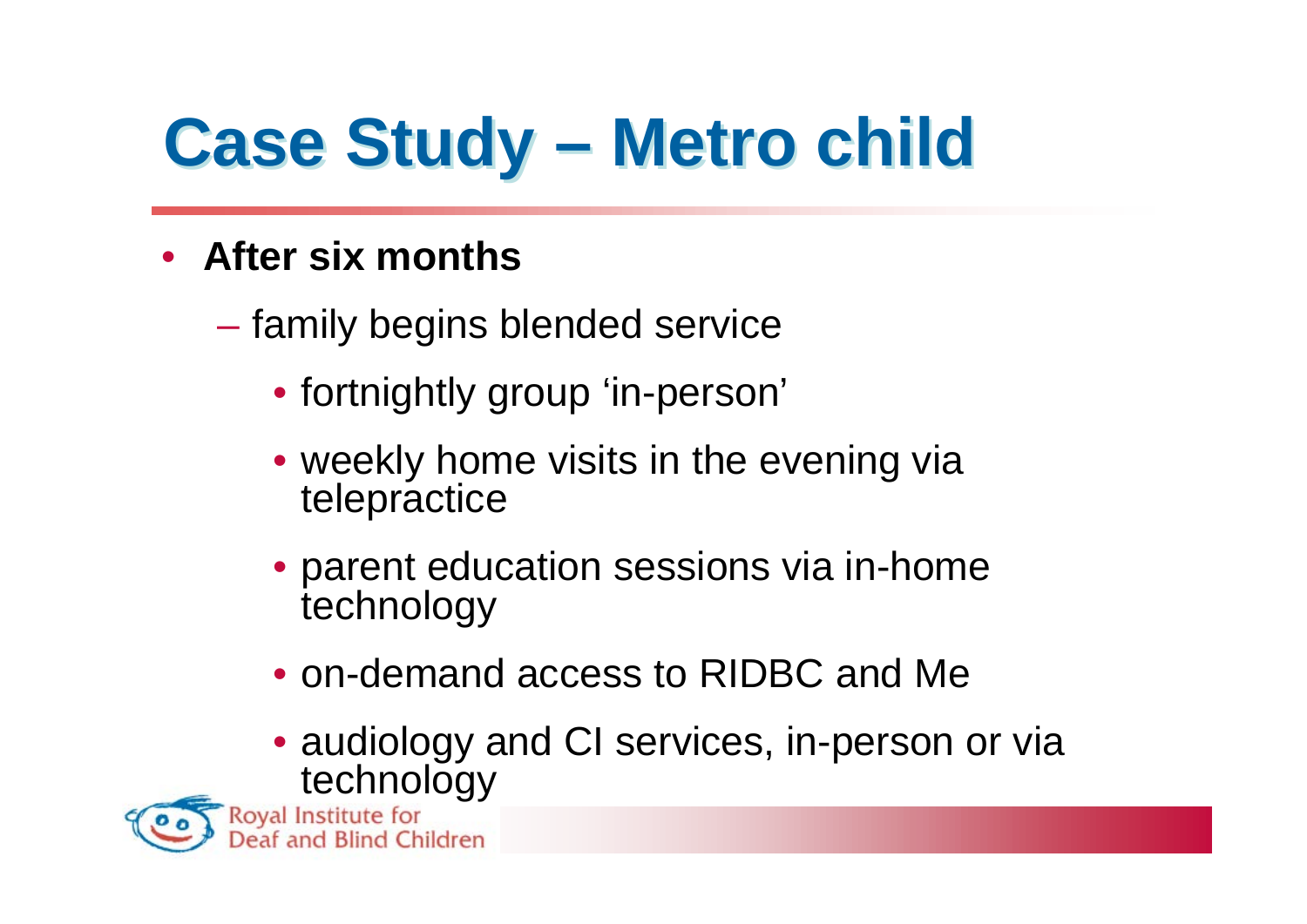# Case Study – Metro child

- **After six months**
  - family begins blended service
    - fortnightly group 'in-person'
    - weekly home visits in the evening via telepractice
    - parent education sessions via in-home technology
    - on-demand access to RIDBC and Me
    - audiology and CI services, in-person or via technology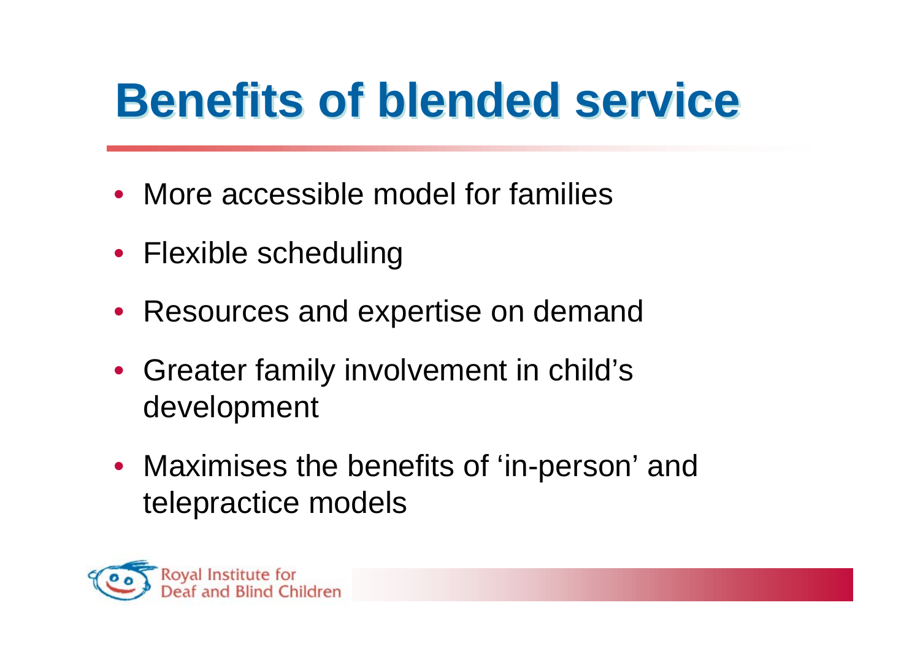# Benefits of blended service

- More accessible model for families
- Flexible scheduling
- Resources and expertise on demand
- Greater family involvement in child's development
- Maximises the benefits of 'in-person' and telepractice models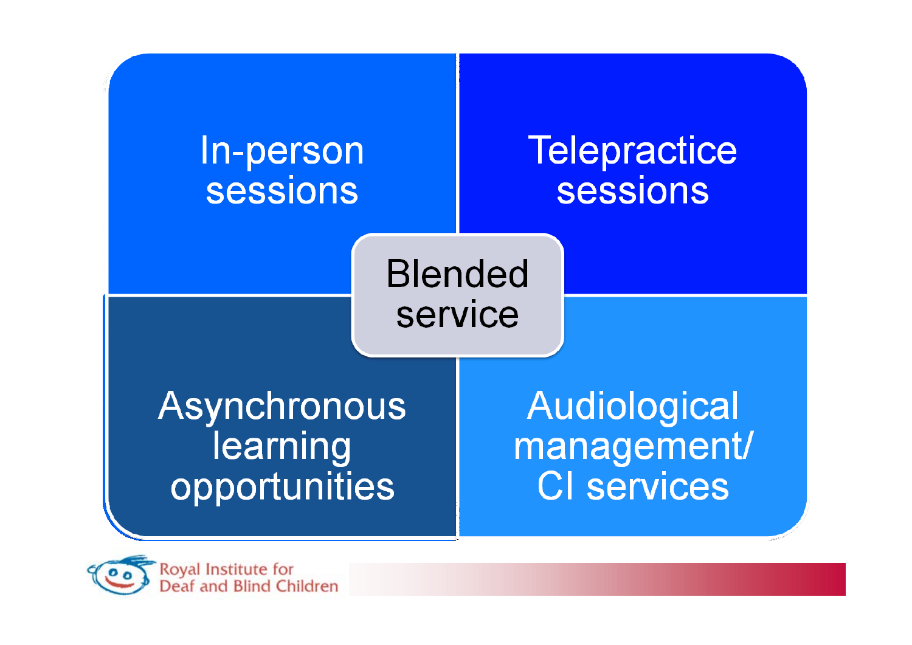In-person sessions

Telepractice sessions

Blended service

Asynchronous learning opportunities

Audiological management/ CI services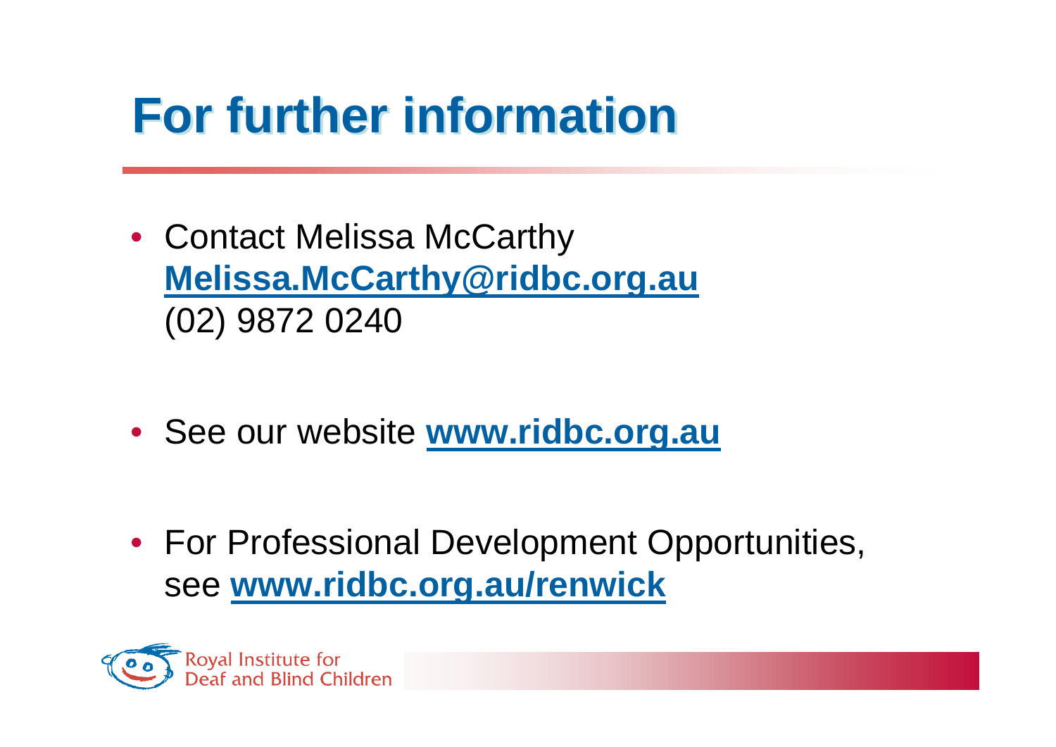# For further information

- Contact Melissa McCarthy
  **Melissa.McCarthy@ridbc.org.au**
  (02) 9872 0240

- See our website **www.ridbc.org.au**

- For Professional Development Opportunities, see **www.ridbc.org.au/renwick**

Royal Institute for Deaf and Blind Children